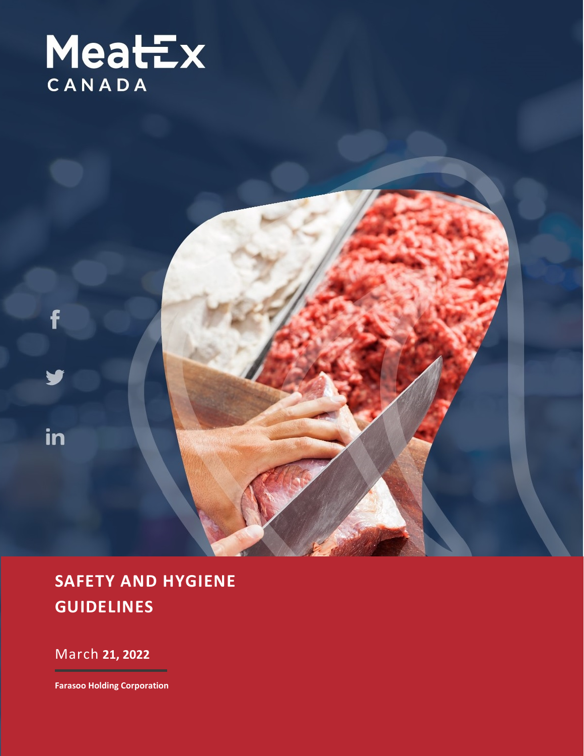MeatEx
CANADA

# SAFETY AND HYGIENE GUIDELINES

March **21, 2022**

**Farasoo Holding Corporation**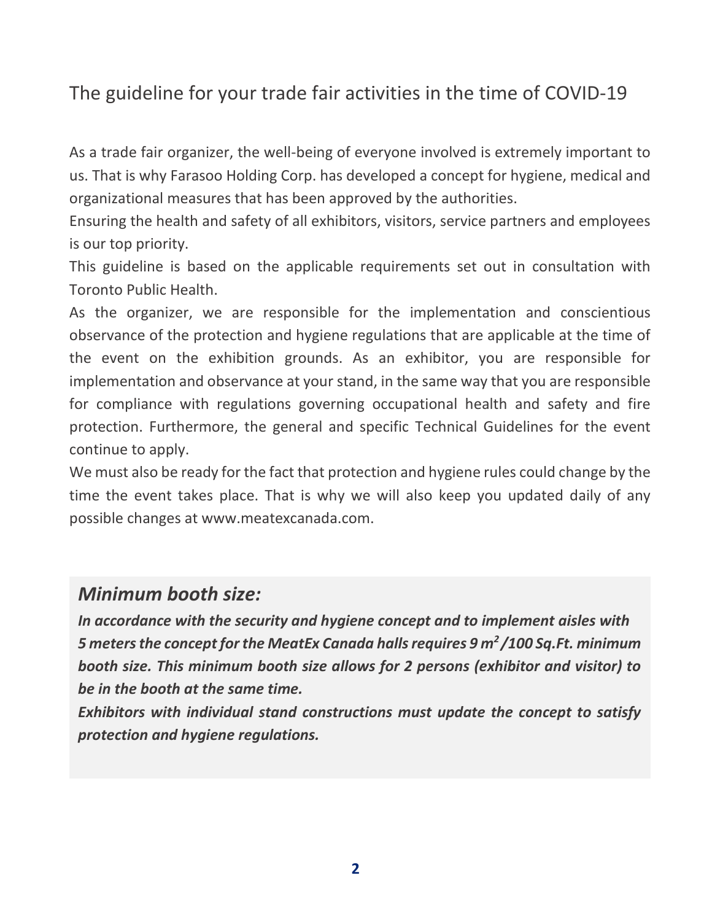## The guideline for your trade fair activities in the time of COVID-19

As a trade fair organizer, the well-being of everyone involved is extremely important to us. That is why Farasoo Holding Corp. has developed a concept for hygiene, medical and organizational measures that has been approved by the authorities.
Ensuring the health and safety of all exhibitors, visitors, service partners and employees is our top priority.
This guideline is based on the applicable requirements set out in consultation with Toronto Public Health.
As the organizer, we are responsible for the implementation and conscientious observance of the protection and hygiene regulations that are applicable at the time of the event on the exhibition grounds. As an exhibitor, you are responsible for implementation and observance at your stand, in the same way that you are responsible for compliance with regulations governing occupational health and safety and fire protection. Furthermore, the general and specific Technical Guidelines for the event continue to apply.
We must also be ready for the fact that protection and hygiene rules could change by the time the event takes place. That is why we will also keep you updated daily of any possible changes at www.meatexcanada.com.

### *Minimum booth size:*

***In accordance with the security and hygiene concept and to implement aisles with 5 meters the concept for the MeatEx Canada halls requires 9 m² /100 Sq.Ft. minimum booth size. This minimum booth size allows for 2 persons (exhibitor and visitor) to be in the booth at the same time.***
***Exhibitors with individual stand constructions must update the concept to satisfy protection and hygiene regulations.***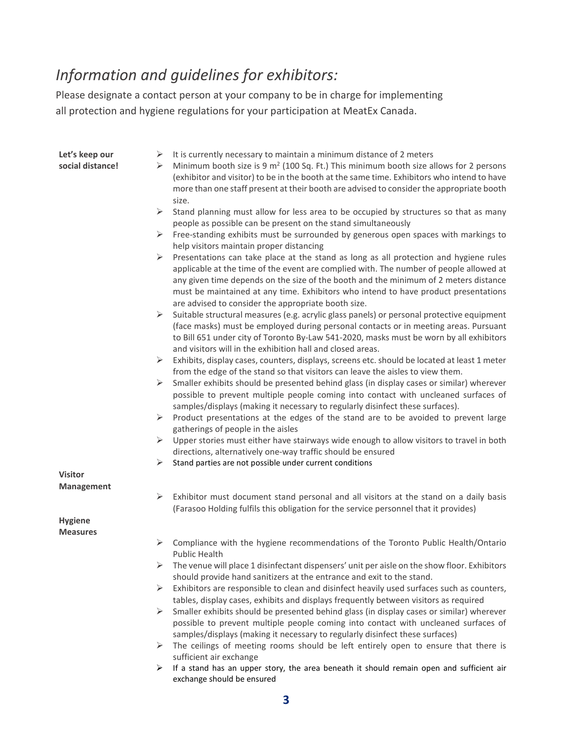# *Information and guidelines for exhibitors:*

Please designate a contact person at your company to be in charge for implementing all protection and hygiene regulations for your participation at MeatEx Canada.

**Let's keep our social distance!**

- It is currently necessary to maintain a minimum distance of 2 meters
- Minimum booth size is 9 $m^2$ (100 Sq. Ft.) This minimum booth size allows for 2 persons (exhibitor and visitor) to be in the booth at the same time. Exhibitors who intend to have more than one staff present at their booth are advised to consider the appropriate booth size.
- Stand planning must allow for less area to be occupied by structures so that as many people as possible can be present on the stand simultaneously
- Free-standing exhibits must be surrounded by generous open spaces with markings to help visitors maintain proper distancing
- Presentations can take place at the stand as long as all protection and hygiene rules applicable at the time of the event are complied with. The number of people allowed at any given time depends on the size of the booth and the minimum of 2 meters distance must be maintained at any time. Exhibitors who intend to have product presentations are advised to consider the appropriate booth size.
- Suitable structural measures (e.g. acrylic glass panels) or personal protective equipment (face masks) must be employed during personal contacts or in meeting areas. Pursuant to Bill 651 under city of Toronto By-Law 541-2020, masks must be worn by all exhibitors and visitors will in the exhibition hall and closed areas.
- Exhibits, display cases, counters, displays, screens etc. should be located at least 1 meter from the edge of the stand so that visitors can leave the aisles to view them.
- Smaller exhibits should be presented behind glass (in display cases or similar) wherever possible to prevent multiple people coming into contact with uncleaned surfaces of samples/displays (making it necessary to regularly disinfect these surfaces).
- Product presentations at the edges of the stand are to be avoided to prevent large gatherings of people in the aisles
- Upper stories must either have stairways wide enough to allow visitors to travel in both directions, alternatively one-way traffic should be ensured
- Stand parties are not possible under current conditions

**Visitor Management**

- Exhibitor must document stand personal and all visitors at the stand on a daily basis (Farasoo Holding fulfils this obligation for the service personnel that it provides)

**Hygiene Measures**

- Compliance with the hygiene recommendations of the Toronto Public Health/Ontario Public Health
- The venue will place 1 disinfectant dispensers' unit per aisle on the show floor. Exhibitors should provide hand sanitizers at the entrance and exit to the stand.
- Exhibitors are responsible to clean and disinfect heavily used surfaces such as counters, tables, display cases, exhibits and displays frequently between visitors as required
- Smaller exhibits should be presented behind glass (in display cases or similar) wherever possible to prevent multiple people coming into contact with uncleaned surfaces of samples/displays (making it necessary to regularly disinfect these surfaces)
- The ceilings of meeting rooms should be left entirely open to ensure that there is sufficient air exchange
- If a stand has an upper story, the area beneath it should remain open and sufficient air exchange should be ensured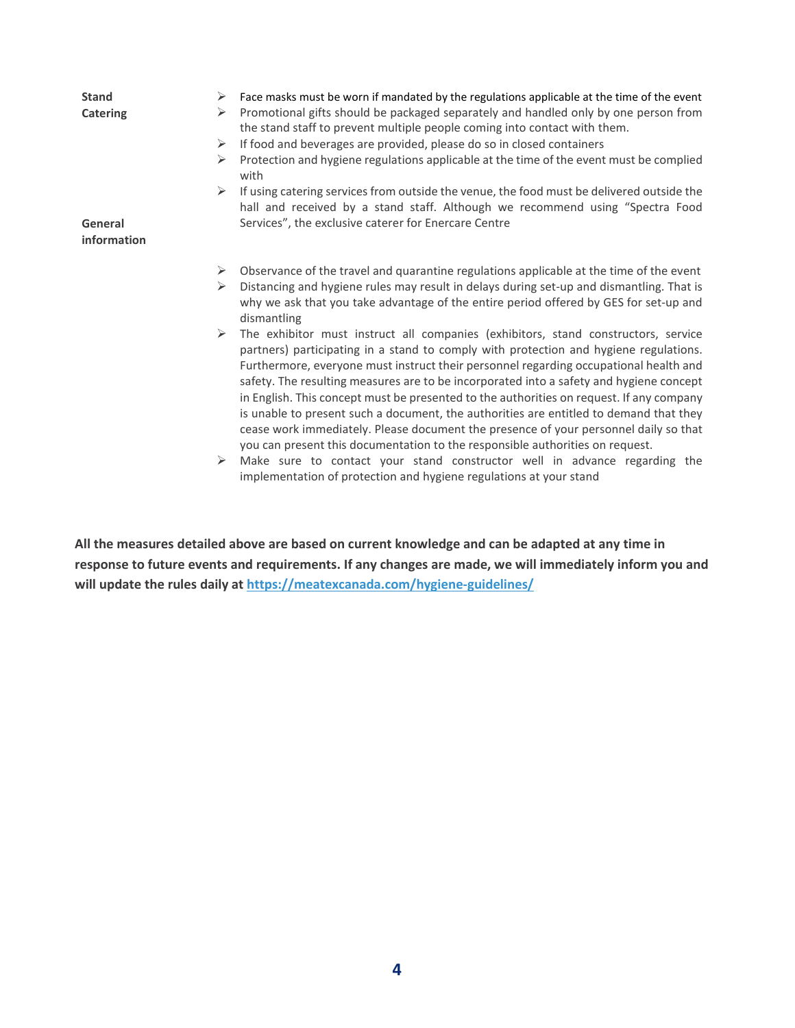**Stand Catering**

- Face masks must be worn if mandated by the regulations applicable at the time of the event
- Promotional gifts should be packaged separately and handled only by one person from the stand staff to prevent multiple people coming into contact with them.
- If food and beverages are provided, please do so in closed containers
- Protection and hygiene regulations applicable at the time of the event must be complied with
- If using catering services from outside the venue, the food must be delivered outside the hall and received by a stand staff. Although we recommend using "Spectra Food Services", the exclusive caterer for Enercare Centre

**General information**

- Observance of the travel and quarantine regulations applicable at the time of the event
- Distancing and hygiene rules may result in delays during set-up and dismantling. That is why we ask that you take advantage of the entire period offered by GES for set-up and dismantling
- The exhibitor must instruct all companies (exhibitors, stand constructors, service partners) participating in a stand to comply with protection and hygiene regulations. Furthermore, everyone must instruct their personnel regarding occupational health and safety. The resulting measures are to be incorporated into a safety and hygiene concept in English. This concept must be presented to the authorities on request. If any company is unable to present such a document, the authorities are entitled to demand that they cease work immediately. Please document the presence of your personnel daily so that you can present this documentation to the responsible authorities on request.
- Make sure to contact your stand constructor well in advance regarding the implementation of protection and hygiene regulations at your stand

**All the measures detailed above are based on current knowledge and can be adapted at any time in response to future events and requirements. If any changes are made, we will immediately inform you and will update the rules daily at [https://meatexcanada.com/hygiene-guidelines/](https://meatexcanada.com/hygiene-guidelines/)**